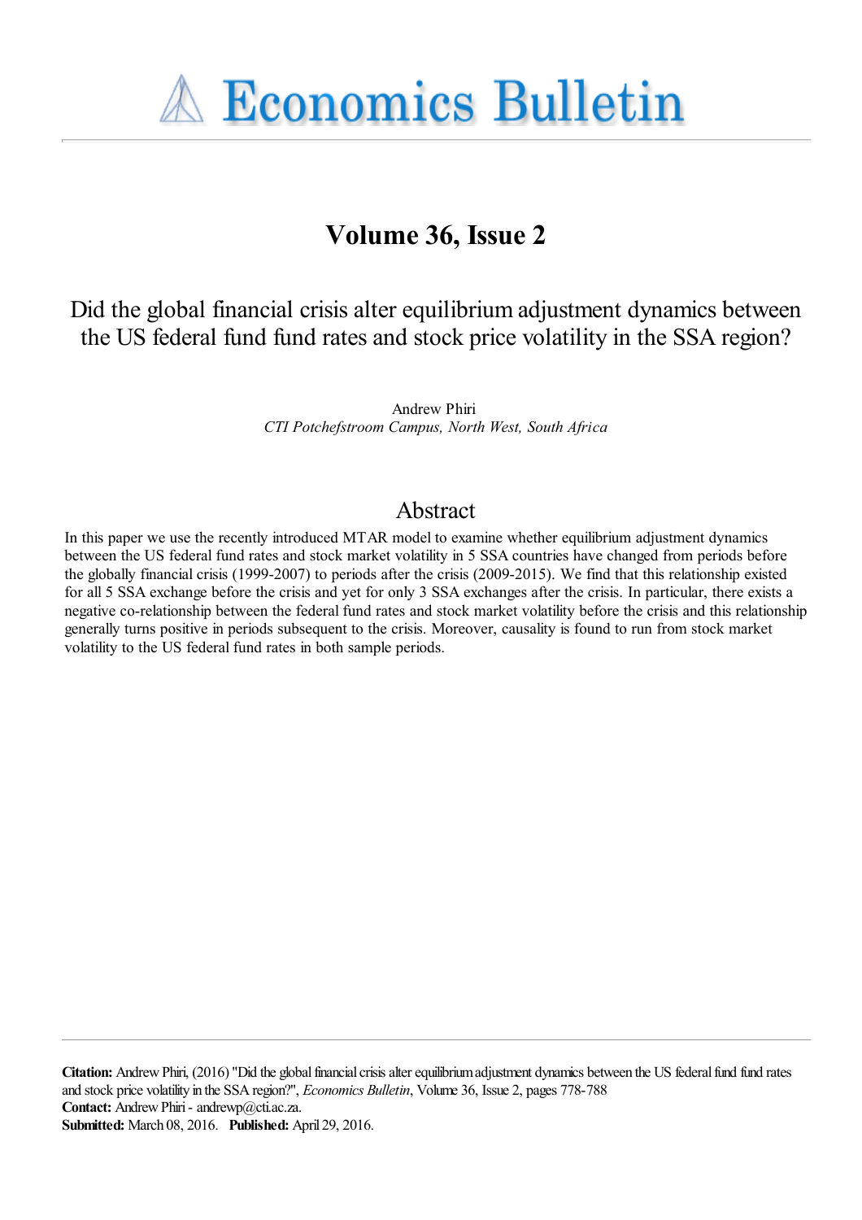# Economics Bulletin

## Volume 36, Issue 2

# Did the global financial crisis alter equilibrium adjustment dynamics between the US federal fund fund rates and stock price volatility in the SSA region?

Andrew Phiri
*CTI Potchefstroom Campus, North West, South Africa*

## Abstract

In this paper we use the recently introduced MTAR model to examine whether equilibrium adjustment dynamics between the US federal fund rates and stock market volatility in 5 SSA countries have changed from periods before the globally financial crisis (1999-2007) to periods after the crisis (2009-2015). We find that this relationship existed for all 5 SSA exchange before the crisis and yet for only 3 SSA exchanges after the crisis. In particular, there exists a negative co-relationship between the federal fund rates and stock market volatility before the crisis and this relationship generally turns positive in periods subsequent to the crisis. Moreover, causality is found to run from stock market volatility to the US federal fund rates in both sample periods.

**Citation:** Andrew Phiri, (2016) "Did the global financial crisis alter equilibrium adjustment dynamics between the US federal fund fund rates and stock price volatility in the SSA region?", *Economics Bulletin*, Volume 36, Issue 2, pages 778-788
**Contact:** Andrew Phiri - andrewp@cti.ac.za.
**Submitted:** March 08, 2016. **Published:** April 29, 2016.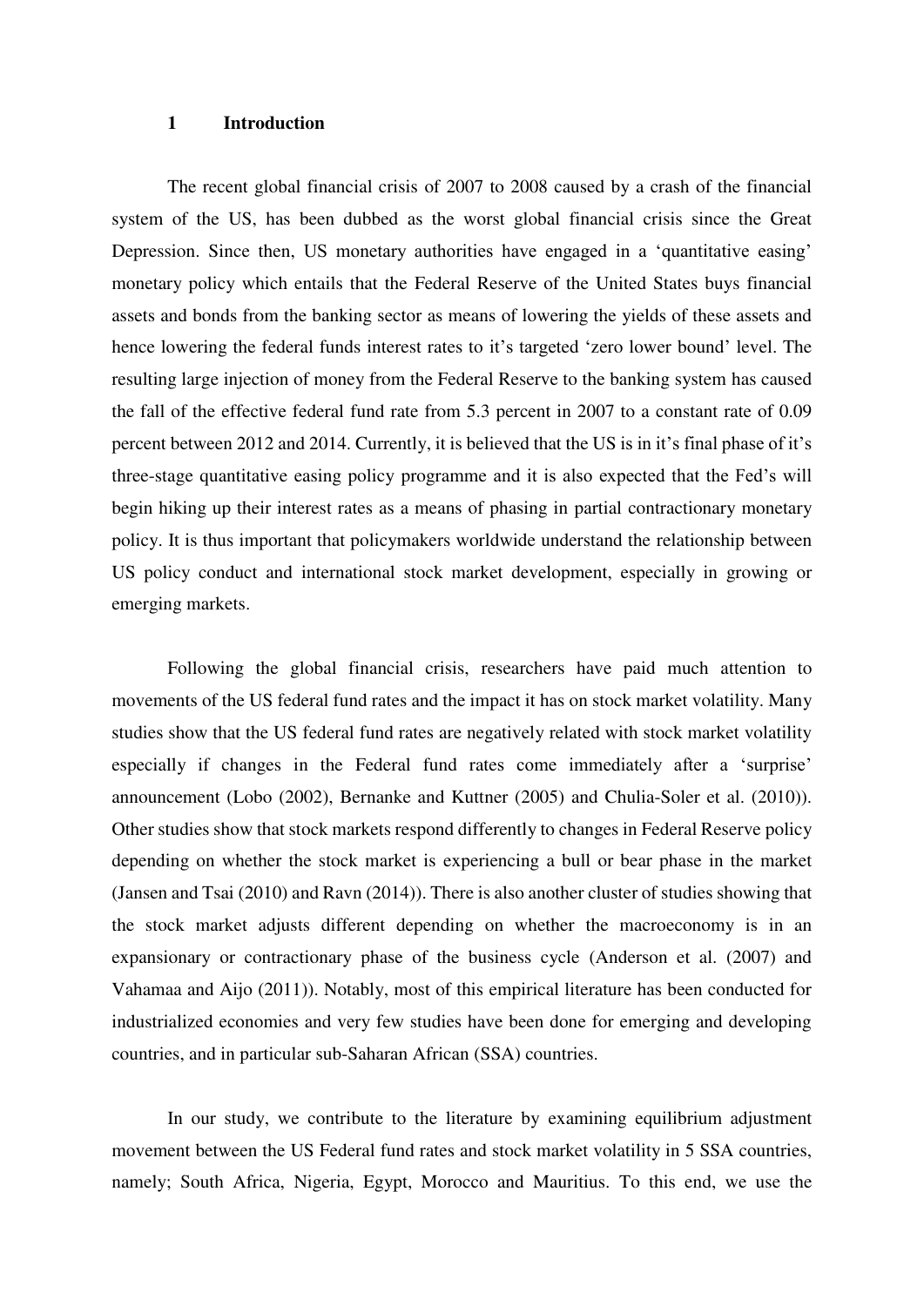# 1 Introduction

The recent global financial crisis of 2007 to 2008 caused by a crash of the financial system of the US, has been dubbed as the worst global financial crisis since the Great Depression. Since then, US monetary authorities have engaged in a 'quantitative easing' monetary policy which entails that the Federal Reserve of the United States buys financial assets and bonds from the banking sector as means of lowering the yields of these assets and hence lowering the federal funds interest rates to it's targeted 'zero lower bound' level. The resulting large injection of money from the Federal Reserve to the banking system has caused the fall of the effective federal fund rate from 5.3 percent in 2007 to a constant rate of 0.09 percent between 2012 and 2014. Currently, it is believed that the US is in it's final phase of it's three-stage quantitative easing policy programme and it is also expected that the Fed's will begin hiking up their interest rates as a means of phasing in partial contractionary monetary policy. It is thus important that policymakers worldwide understand the relationship between US policy conduct and international stock market development, especially in growing or emerging markets.

Following the global financial crisis, researchers have paid much attention to movements of the US federal fund rates and the impact it has on stock market volatility. Many studies show that the US federal fund rates are negatively related with stock market volatility especially if changes in the Federal fund rates come immediately after a 'surprise' announcement (Lobo (2002), Bernanke and Kuttner (2005) and Chulia-Soler et al. (2010)). Other studies show that stock markets respond differently to changes in Federal Reserve policy depending on whether the stock market is experiencing a bull or bear phase in the market (Jansen and Tsai (2010) and Ravn (2014)). There is also another cluster of studies showing that the stock market adjusts different depending on whether the macroeconomy is in an expansionary or contractionary phase of the business cycle (Anderson et al. (2007) and Vahamaa and Aijo (2011)). Notably, most of this empirical literature has been conducted for industrialized economies and very few studies have been done for emerging and developing countries, and in particular sub-Saharan African (SSA) countries.

In our study, we contribute to the literature by examining equilibrium adjustment movement between the US Federal fund rates and stock market volatility in 5 SSA countries, namely; South Africa, Nigeria, Egypt, Morocco and Mauritius. To this end, we use the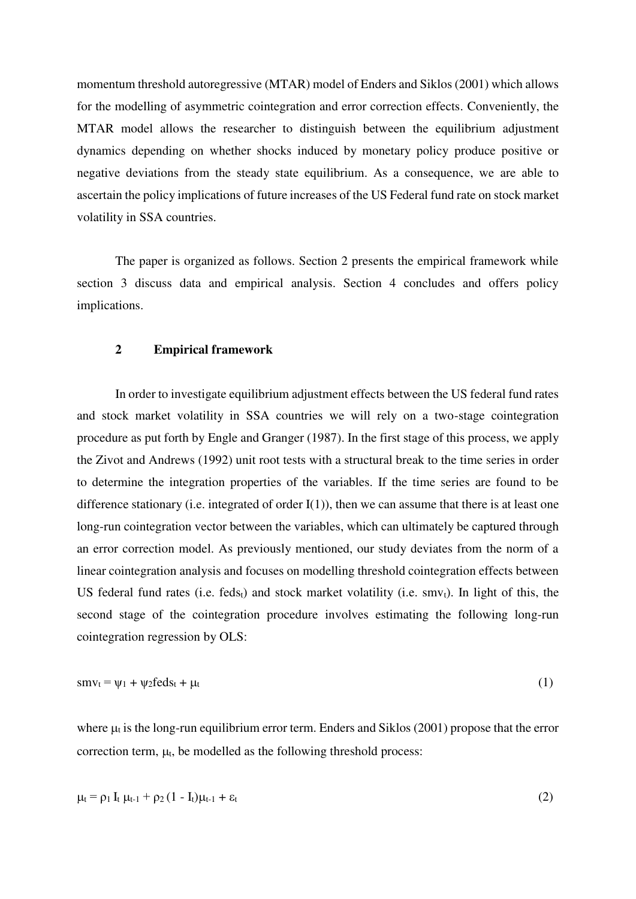momentum threshold autoregressive (MTAR) model of Enders and Siklos (2001) which allows for the modelling of asymmetric cointegration and error correction effects. Conveniently, the MTAR model allows the researcher to distinguish between the equilibrium adjustment dynamics depending on whether shocks induced by monetary policy produce positive or negative deviations from the steady state equilibrium. As a consequence, we are able to ascertain the policy implications of future increases of the US Federal fund rate on stock market volatility in SSA countries.

The paper is organized as follows. Section 2 presents the empirical framework while section 3 discuss data and empirical analysis. Section 4 concludes and offers policy implications.

## 2 Empirical framework

In order to investigate equilibrium adjustment effects between the US federal fund rates and stock market volatility in SSA countries we will rely on a two-stage cointegration procedure as put forth by Engle and Granger (1987). In the first stage of this process, we apply the Zivot and Andrews (1992) unit root tests with a structural break to the time series in order to determine the integration properties of the variables. If the time series are found to be difference stationary (i.e. integrated of order I(1)), then we can assume that there is at least one long-run cointegration vector between the variables, which can ultimately be captured through an error correction model. As previously mentioned, our study deviates from the norm of a linear cointegration analysis and focuses on modelling threshold cointegration effects between US federal fund rates (i.e. $feds_t$) and stock market volatility (i.e. $smv_t$). In light of this, the second stage of the cointegration procedure involves estimating the following long-run cointegration regression by OLS:

$$smv_t = \psi_1 + \psi_2 feds_t + \mu_t \tag{1}$$

where $\mu_t$ is the long-run equilibrium error term. Enders and Siklos (2001) propose that the error correction term, $\mu_t$, be modelled as the following threshold process:

$$\mu_t = \rho_1 I_t \mu_{t-1} + \rho_2 (1 - I_t)\mu_{t-1} + \varepsilon_t \tag{2}$$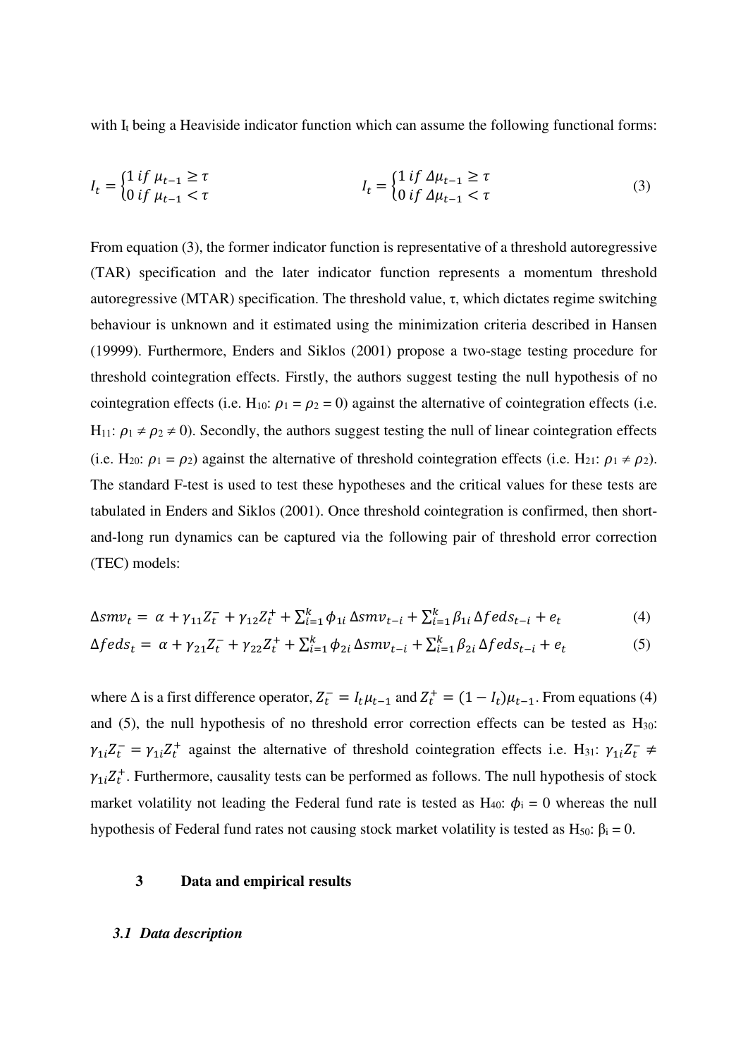with $I_t$ being a Heaviside indicator function which can assume the following functional forms:

$$I_t = \begin{cases} 1 \; if \; \mu_{t-1} \geq \tau \\ 0 \; if \; \mu_{t-1} < \tau \end{cases} \qquad\qquad I_t = \begin{cases} 1 \; if \; \Delta\mu_{t-1} \geq \tau \\ 0 \; if \; \Delta\mu_{t-1} < \tau \end{cases} \tag{3}$$

From equation (3), the former indicator function is representative of a threshold autoregressive (TAR) specification and the later indicator function represents a momentum threshold autoregressive (MTAR) specification. The threshold value, $\tau$, which dictates regime switching behaviour is unknown and it estimated using the minimization criteria described in Hansen (19999). Furthermore, Enders and Siklos (2001) propose a two-stage testing procedure for threshold cointegration effects. Firstly, the authors suggest testing the null hypothesis of no cointegration effects (i.e. $H_{10}$: $\rho_1 = \rho_2 = 0$) against the alternative of cointegration effects (i.e. $H_{11}$: $\rho_1 \neq \rho_2 \neq 0$). Secondly, the authors suggest testing the null of linear cointegration effects (i.e. $H_{20}$: $\rho_1 = \rho_2$) against the alternative of threshold cointegration effects (i.e. $H_{21}$: $\rho_1 \neq \rho_2$). The standard F-test is used to test these hypotheses and the critical values for these tests are tabulated in Enders and Siklos (2001). Once threshold cointegration is confirmed, then short-and-long run dynamics can be captured via the following pair of threshold error correction (TEC) models:

$$\Delta smv_t = \alpha + \gamma_{11} Z_t^- + \gamma_{12} Z_t^+ + \sum_{i=1}^{k} \phi_{1i} \, \Delta smv_{t-i} + \sum_{i=1}^{k} \beta_{1i} \, \Delta feds_{t-i} + e_t \tag{4}$$

$$\Delta feds_t = \alpha + \gamma_{21} Z_t^- + \gamma_{22} Z_t^+ + \sum_{i=1}^{k} \phi_{2i} \, \Delta smv_{t-i} + \sum_{i=1}^{k} \beta_{2i} \, \Delta feds_{t-i} + e_t \tag{5}$$

where $\Delta$ is a first difference operator, $Z_t^- = I_t \mu_{t-1}$ and $Z_t^+ = (1 - I_t)\mu_{t-1}$. From equations (4) and (5), the null hypothesis of no threshold error correction effects can be tested as $H_{30}$: $\gamma_{1i} Z_t^- = \gamma_{1i} Z_t^+$ against the alternative of threshold cointegration effects i.e. $H_{31}$: $\gamma_{1i} Z_t^- \neq \gamma_{1i} Z_t^+$. Furthermore, causality tests can be performed as follows. The null hypothesis of stock market volatility not leading the Federal fund rate is tested as $H_{40}$: $\phi_i = 0$ whereas the null hypothesis of Federal fund rates not causing stock market volatility is tested as $H_{50}$: $\beta_i = 0$.

## 3 Data and empirical results

### *3.1 Data description*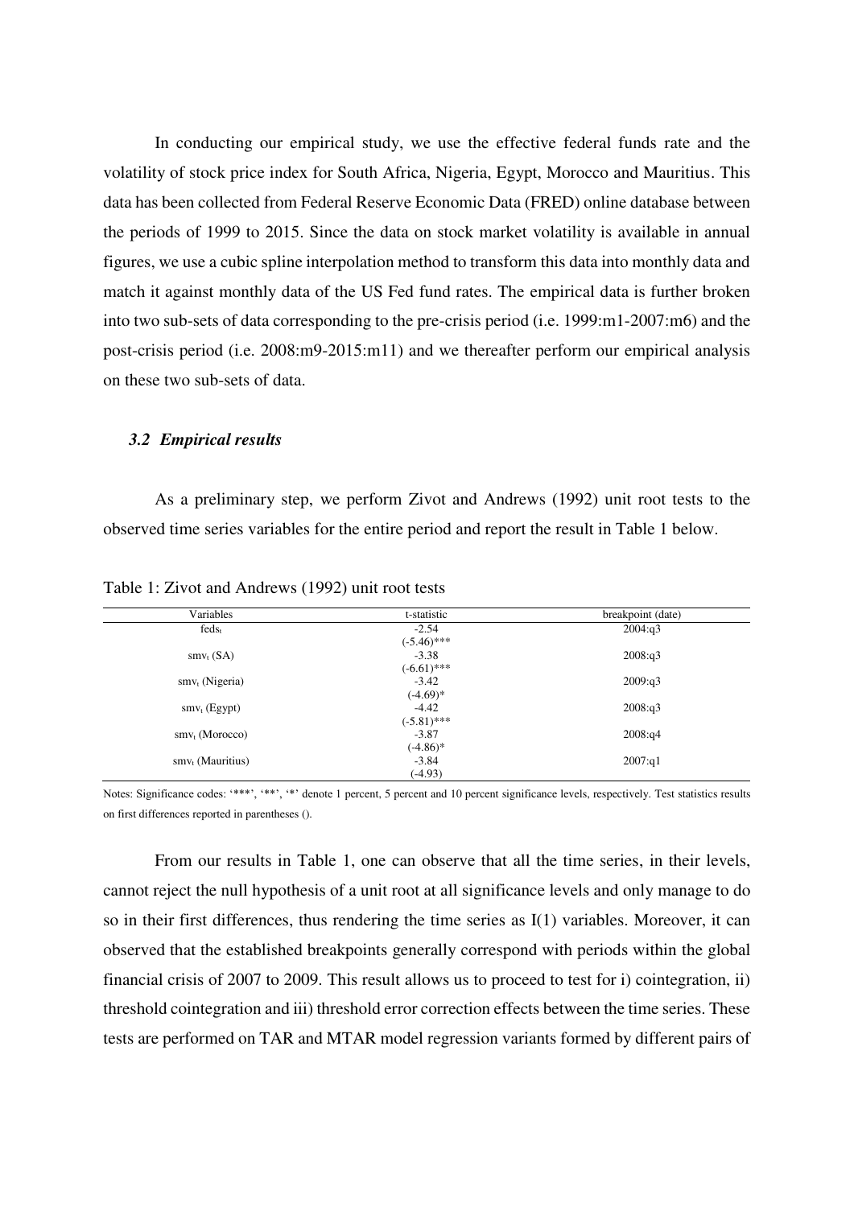In conducting our empirical study, we use the effective federal funds rate and the volatility of stock price index for South Africa, Nigeria, Egypt, Morocco and Mauritius. This data has been collected from Federal Reserve Economic Data (FRED) online database between the periods of 1999 to 2015. Since the data on stock market volatility is available in annual figures, we use a cubic spline interpolation method to transform this data into monthly data and match it against monthly data of the US Fed fund rates. The empirical data is further broken into two sub-sets of data corresponding to the pre-crisis period (i.e. 1999:m1-2007:m6) and the post-crisis period (i.e. 2008:m9-2015:m11) and we thereafter perform our empirical analysis on these two sub-sets of data.

### *3.2 Empirical results*

As a preliminary step, we perform Zivot and Andrews (1992) unit root tests to the observed time series variables for the entire period and report the result in Table 1 below.

Table 1: Zivot and Andrews (1992) unit root tests

| Variables | t-statistic | breakpoint (date) |
|---|---|---|
| $feds_t$ | -2.54<br>(-5.46)*** | 2004:q3 |
| $smv_t$ (SA) | -3.38<br>(-6.61)*** | 2008:q3 |
| $smv_t$ (Nigeria) | -3.42<br>(-4.69)* | 2009:q3 |
| $smv_t$ (Egypt) | -4.42<br>(-5.81)*** | 2008:q3 |
| $smv_t$ (Morocco) | -3.87<br>(-4.86)* | 2008:q4 |
| $smv_t$ (Mauritius) | -3.84<br>(-4.93) | 2007:q1 |

Notes: Significance codes: '***', '**', '*' denote 1 percent, 5 percent and 10 percent significance levels, respectively. Test statistics results on first differences reported in parentheses ().

From our results in Table 1, one can observe that all the time series, in their levels, cannot reject the null hypothesis of a unit root at all significance levels and only manage to do so in their first differences, thus rendering the time series as I(1) variables. Moreover, it can observed that the established breakpoints generally correspond with periods within the global financial crisis of 2007 to 2009. This result allows us to proceed to test for i) cointegration, ii) threshold cointegration and iii) threshold error correction effects between the time series. These tests are performed on TAR and MTAR model regression variants formed by different pairs of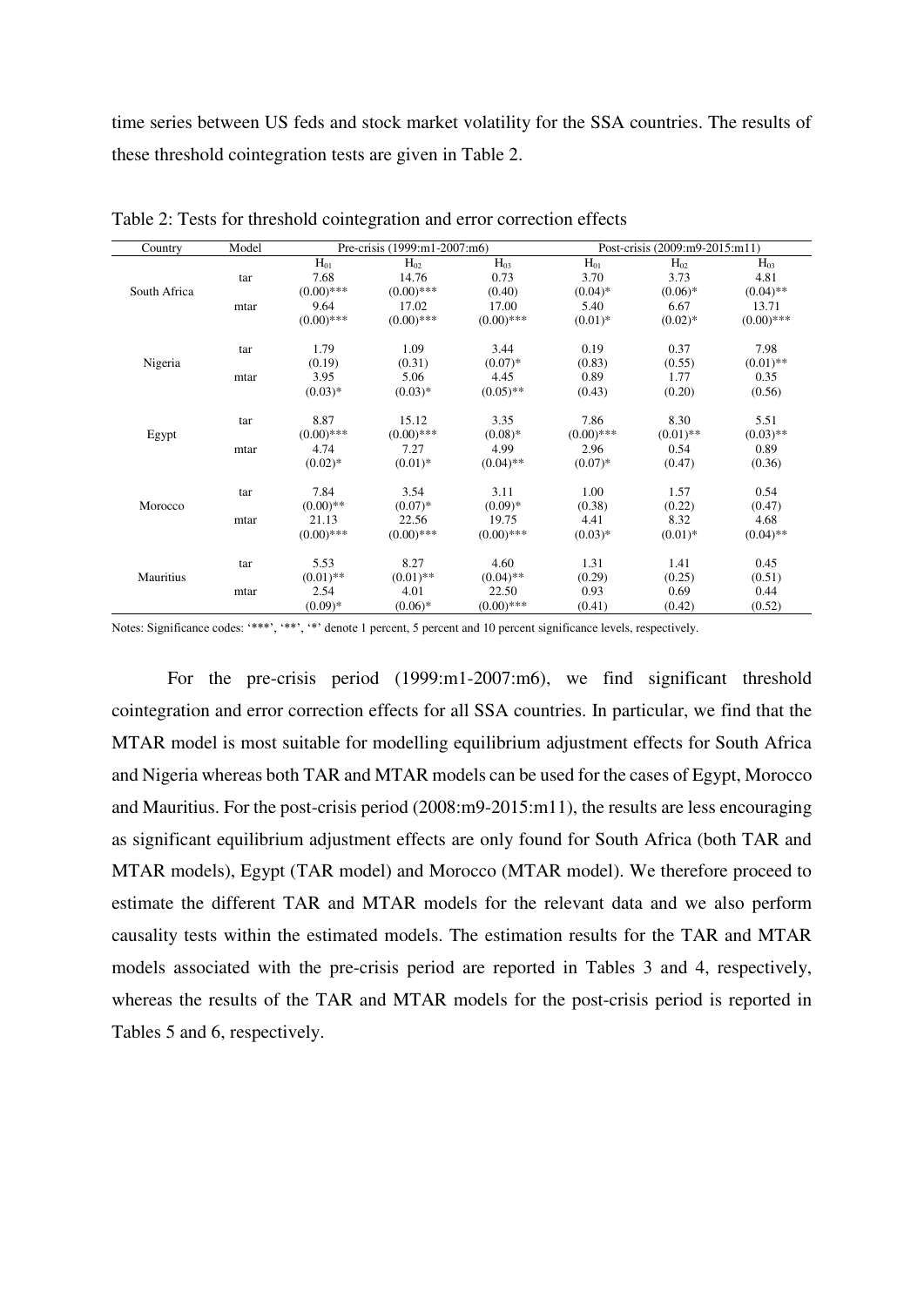time series between US feds and stock market volatility for the SSA countries. The results of these threshold cointegration tests are given in Table 2.

Table 2: Tests for threshold cointegration and error correction effects

| Country | Model | Pre-crisis (1999:m1-2007:m6) | | | Post-crisis (2009:m9-2015:m11) | | |
|---|---|---|---|---|---|---|---|
| | | $H_{01}$ | $H_{02}$ | $H_{03}$ | $H_{01}$ | $H_{02}$ | $H_{03}$ |
| South Africa | tar | 7.68 | 14.76 | 0.73 | 3.70 | 3.73 | 4.81 |
| | | (0.00)*** | (0.00)*** | (0.40) | (0.04)* | (0.06)* | (0.04)** |
| | mtar | 9.64 | 17.02 | 17.00 | 5.40 | 6.67 | 13.71 |
| | | (0.00)*** | (0.00)*** | (0.00)*** | (0.01)* | (0.02)* | (0.00)*** |
| Nigeria | tar | 1.79 | 1.09 | 3.44 | 0.19 | 0.37 | 7.98 |
| | | (0.19) | (0.31) | (0.07)* | (0.83) | (0.55) | (0.01)** |
| | mtar | 3.95 | 5.06 | 4.45 | 0.89 | 1.77 | 0.35 |
| | | (0.03)* | (0.03)* | (0.05)** | (0.43) | (0.20) | (0.56) |
| Egypt | tar | 8.87 | 15.12 | 3.35 | 7.86 | 8.30 | 5.51 |
| | | (0.00)*** | (0.00)*** | (0.08)* | (0.00)*** | (0.01)** | (0.03)** |
| | mtar | 4.74 | 7.27 | 4.99 | 2.96 | 0.54 | 0.89 |
| | | (0.02)* | (0.01)* | (0.04)** | (0.07)* | (0.47) | (0.36) |
| Morocco | tar | 7.84 | 3.54 | 3.11 | 1.00 | 1.57 | 0.54 |
| | | (0.00)** | (0.07)* | (0.09)* | (0.38) | (0.22) | (0.47) |
| | mtar | 21.13 | 22.56 | 19.75 | 4.41 | 8.32 | 4.68 |
| | | (0.00)*** | (0.00)*** | (0.00)*** | (0.03)* | (0.01)* | (0.04)** |
| Mauritius | tar | 5.53 | 8.27 | 4.60 | 1.31 | 1.41 | 0.45 |
| | | (0.01)** | (0.01)** | (0.04)** | (0.29) | (0.25) | (0.51) |
| | mtar | 2.54 | 4.01 | 22.50 | 0.93 | 0.69 | 0.44 |
| | | (0.09)* | (0.06)* | (0.00)*** | (0.41) | (0.42) | (0.52) |

Notes: Significance codes: '***', '**', '*' denote 1 percent, 5 percent and 10 percent significance levels, respectively.

For the pre-crisis period (1999:m1-2007:m6), we find significant threshold cointegration and error correction effects for all SSA countries. In particular, we find that the MTAR model is most suitable for modelling equilibrium adjustment effects for South Africa and Nigeria whereas both TAR and MTAR models can be used for the cases of Egypt, Morocco and Mauritius. For the post-crisis period (2008:m9-2015:m11), the results are less encouraging as significant equilibrium adjustment effects are only found for South Africa (both TAR and MTAR models), Egypt (TAR model) and Morocco (MTAR model). We therefore proceed to estimate the different TAR and MTAR models for the relevant data and we also perform causality tests within the estimated models. The estimation results for the TAR and MTAR models associated with the pre-crisis period are reported in Tables 3 and 4, respectively, whereas the results of the TAR and MTAR models for the post-crisis period is reported in Tables 5 and 6, respectively.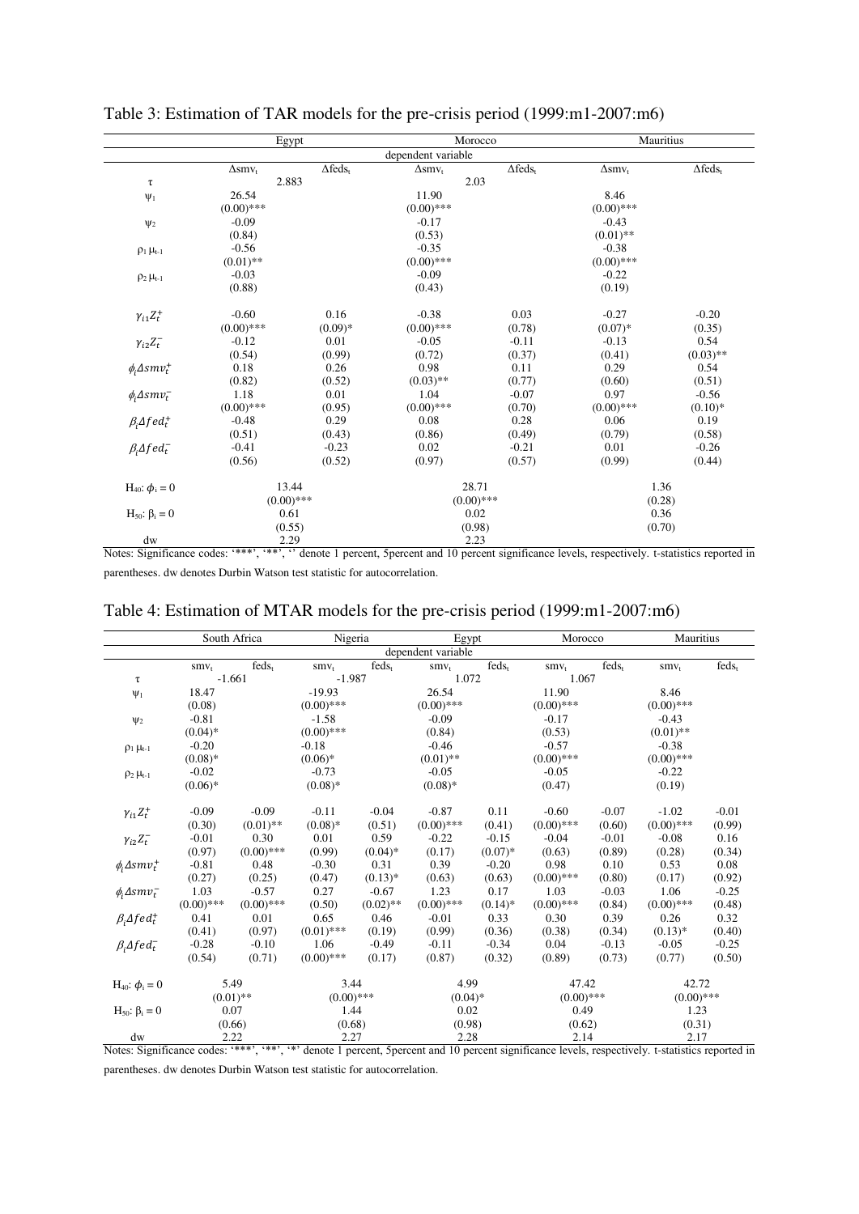Table 3: Estimation of TAR models for the pre-crisis period (1999:m1-2007:m6)

| | Egypt | | Morocco | | Mauritius | |
|---|---|---|---|---|---|---|
| | dependent variable | | | | | |
| | $\Delta smv_t$ | $\Delta feds_t$ | $\Delta smv_t$ | $\Delta feds_t$ | $\Delta smv_t$ | $\Delta feds_t$ |
| $\tau$ | 2.883 | | 2.03 | | | |
| $\psi_1$ | 26.54 | | 11.90 | | 8.46 | |
| | (0.00)*** | | (0.00)*** | | (0.00)*** | |
| $\psi_2$ | -0.09 | | -0.17 | | -0.43 | |
| | (0.84) | | (0.53) | | (0.01)** | |
| $\rho_1 \mu_{t-1}$ | -0.56 | | -0.35 | | -0.38 | |
| | (0.01)** | | (0.00)*** | | (0.00)*** | |
| $\rho_2 \mu_{t-1}$ | -0.03 | | -0.09 | | -0.22 | |
| | (0.88) | | (0.43) | | (0.19) | |
| $\gamma_{i1} Z_t^+$ | -0.60 | 0.16 | -0.38 | 0.03 | -0.27 | -0.20 |
| | (0.00)*** | (0.09)* | (0.00)*** | (0.78) | (0.07)* | (0.35) |
| $\gamma_{i2} Z_t^-$ | -0.12 | 0.01 | -0.05 | -0.11 | -0.13 | 0.54 |
| | (0.54) | (0.99) | (0.72) | (0.37) | (0.41) | (0.03)** |
| $\phi_i \Delta smv_t^+$ | 0.18 | 0.26 | 0.98 | 0.11 | 0.29 | 0.54 |
| | (0.82) | (0.52) | (0.03)** | (0.77) | (0.60) | (0.51) |
| $\phi_i \Delta smv_t^-$ | 1.18 | 0.01 | 1.04 | -0.07 | 0.97 | -0.56 |
| | (0.00)*** | (0.95) | (0.00)*** | (0.70) | (0.00)*** | (0.10)* |
| $\beta_i \Delta fed_t^+$ | -0.48 | 0.29 | 0.08 | 0.28 | 0.06 | 0.19 |
| | (0.51) | (0.43) | (0.86) | (0.49) | (0.79) | (0.58) |
| $\beta_i \Delta fed_t^-$ | -0.41 | -0.23 | 0.02 | -0.21 | 0.01 | -0.26 |
| | (0.56) | (0.52) | (0.97) | (0.57) | (0.99) | (0.44) |
| $H_{40}$: $\phi_i = 0$ | 13.44 | | 28.71 | | 1.36 | |
| | (0.00)*** | | (0.00)*** | | (0.28) | |
| $H_{50}$: $\beta_i = 0$ | 0.61 | | 0.02 | | 0.36 | |
| | (0.55) | | (0.98) | | (0.70) | |
| dw | 2.29 | | 2.23 | | | |

Notes: Significance codes: '***', '**', '' denote 1 percent, 5percent and 10 percent significance levels, respectively. t-statistics reported in parentheses. dw denotes Durbin Watson test statistic for autocorrelation.

Table 4: Estimation of MTAR models for the pre-crisis period (1999:m1-2007:m6)

| | South Africa | | Nigeria | | Egypt | | Morocco | | Mauritius | |
|---|---|---|---|---|---|---|---|---|---|---|
| | dependent variable | | | | | | | | | |
| | $smv_t$ | $feds_t$ | $smv_t$ | $feds_t$ | $smv_t$ | $feds_t$ | $smv_t$ | $feds_t$ | $smv_t$ | $feds_t$ |
| $\tau$ | -1.661 | | -1.987 | | 1.072 | | 1.067 | | | |
| $\psi_1$ | 18.47 | | -19.93 | | 26.54 | | 11.90 | | 8.46 | |
| | (0.08) | | (0.00)*** | | (0.00)*** | | (0.00)*** | | (0.00)*** | |
| $\psi_2$ | -0.81 | | -1.58 | | -0.09 | | -0.17 | | -0.43 | |
| | (0.04)* | | (0.00)*** | | (0.84) | | (0.53) | | (0.01)** | |
| $\rho_1 \mu_{t-1}$ | -0.20 | | -0.18 | | -0.46 | | -0.57 | | -0.38 | |
| | (0.08)* | | (0.06)* | | (0.01)** | | (0.00)*** | | (0.00)*** | |
| $\rho_2 \mu_{t-1}$ | -0.02 | | -0.73 | | -0.05 | | -0.05 | | -0.22 | |
| | (0.06)* | | (0.08)* | | (0.08)* | | (0.47) | | (0.19) | |
| $\gamma_{i1} Z_t^+$ | -0.09 | -0.09 | -0.11 | -0.04 | -0.87 | 0.11 | -0.60 | -0.07 | -1.02 | -0.01 |
| | (0.30) | (0.01)** | (0.08)* | (0.51) | (0.00)*** | (0.41) | (0.00)*** | (0.60) | (0.00)*** | (0.99) |
| $\gamma_{i2} Z_t^-$ | -0.01 | 0.30 | 0.01 | 0.59 | -0.22 | -0.15 | -0.04 | -0.01 | -0.08 | 0.16 |
| | (0.97) | (0.00)*** | (0.99) | (0.04)* | (0.17) | (0.07)* | (0.63) | (0.89) | (0.28) | (0.34) |
| $\phi_i \Delta smv_t^+$ | -0.81 | 0.48 | -0.30 | 0.31 | 0.39 | -0.20 | 0.98 | 0.10 | 0.53 | 0.08 |
| | (0.27) | (0.25) | (0.47) | (0.13)* | (0.63) | (0.63) | (0.00)*** | (0.80) | (0.17) | (0.92) |
| $\phi_i \Delta smv_t^-$ | 1.03 | -0.57 | 0.27 | -0.67 | 1.23 | 0.17 | 1.03 | -0.03 | 1.06 | -0.25 |
| | (0.00)*** | (0.00)*** | (0.50) | (0.02)** | (0.00)*** | (0.14)* | (0.00)*** | (0.84) | (0.00)*** | (0.48) |
| $\beta_i \Delta fed_t^+$ | 0.41 | 0.01 | 0.65 | 0.46 | -0.01 | 0.33 | 0.30 | 0.39 | 0.26 | 0.32 |
| | (0.41) | (0.97) | (0.01)*** | (0.19) | (0.99) | (0.36) | (0.38) | (0.34) | (0.13)* | (0.40) |
| $\beta_i \Delta fed_t^-$ | -0.28 | -0.10 | 1.06 | -0.49 | -0.11 | -0.34 | 0.04 | -0.13 | -0.05 | -0.25 |
| | (0.54) | (0.71) | (0.00)*** | (0.17) | (0.87) | (0.32) | (0.89) | (0.73) | (0.77) | (0.50) |
| $H_{40}$: $\phi_i = 0$ | 5.49 | | 3.44 | | 4.99 | | 47.42 | | 42.72 | |
| | (0.01)** | | (0.00)*** | | (0.04)* | | (0.00)*** | | (0.00)*** | |
| $H_{50}$: $\beta_i = 0$ | 0.07 | | 1.44 | | 0.02 | | 0.49 | | 1.23 | |
| | (0.66) | | (0.68) | | (0.98) | | (0.62) | | (0.31) | |
| dw | 2.22 | | 2.27 | | 2.28 | | 2.14 | | 2.17 | |

Notes: Significance codes: '***', '**', '*' denote 1 percent, 5percent and 10 percent significance levels, respectively. t-statistics reported in parentheses. dw denotes Durbin Watson test statistic for autocorrelation.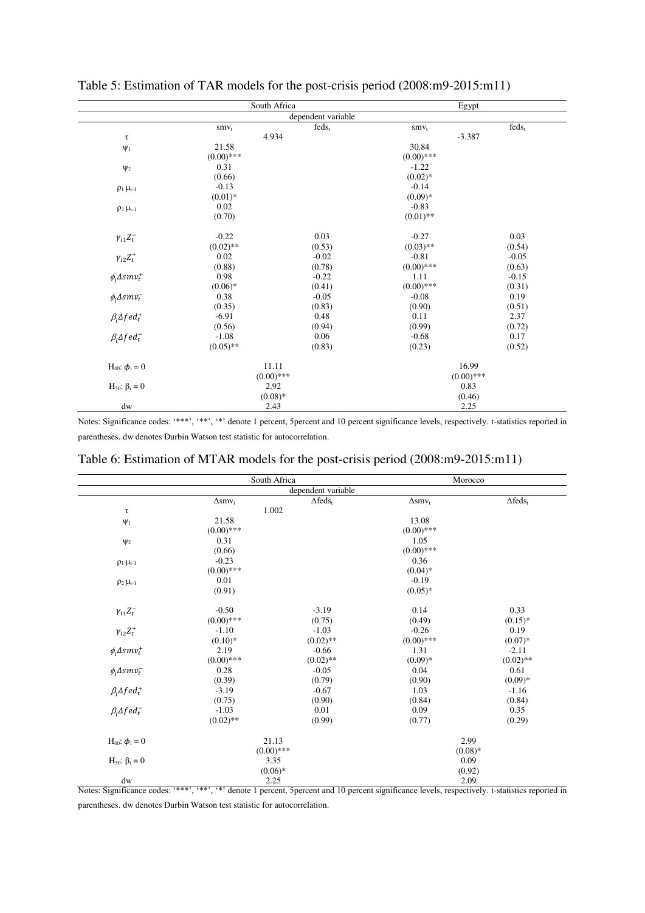Table 5: Estimation of TAR models for the post-crisis period (2008:m9-2015:m11)

| | South Africa | | Egypt | |
|---|---|---|---|---|
| | dependent variable | | | |
| | $smv_t$ | $feds_t$ | $smv_t$ | $feds_t$ |
| $\tau$ | 4.934 | | -3.387 | |
| $\psi_1$ | 21.58 (0.00)*** | | 30.84 (0.00)*** | |
| $\psi_2$ | 0.31 (0.66) | | -1.22 (0.02)* | |
| $\rho_1 \mu_{t-1}$ | -0.13 (0.01)* | | -0.14 (0.09)* | |
| $\rho_2 \mu_{t-1}$ | 0.02 (0.70) | | -0.83 (0.01)** | |
| $\gamma_{i1} Z_t^-$ | -0.22 (0.02)** | 0.03 (0.53) | -0.27 (0.03)** | 0.03 (0.54) |
| $\gamma_{i2} Z_t^+$ | 0.02 (0.88) | -0.02 (0.78) | -0.81 (0.00)*** | -0.05 (0.63) |
| $\phi_i \Delta smv_t^+$ | 0.98 (0.06)* | -0.22 (0.41) | 1.11 (0.00)*** | -0.15 (0.31) |
| $\phi_i \Delta smv_t^-$ | 0.38 (0.35) | -0.05 (0.83) | -0.08 (0.90) | 0.19 (0.51) |
| $\beta_i \Delta fed_t^+$ | -6.91 (0.56) | 0.48 (0.94) | 0.11 (0.99) | 2.37 (0.72) |
| $\beta_i \Delta fed_t^-$ | -1.08 (0.05)** | 0.06 (0.83) | -0.68 (0.23) | 0.17 (0.52) |
| $H_{40}$: $\phi_i = 0$ | 11.11 (0.00)*** | | 16.99 (0.00)*** | |
| $H_{50}$: $\beta_i = 0$ | 2.92 (0.08)* | | 0.83 (0.46) | |
| dw | 2.43 | | 2.25 | |

Notes: Significance codes: '***', '**', '*' denote 1 percent, 5percent and 10 percent significance levels, respectively. t-statistics reported in parentheses. dw denotes Durbin Watson test statistic for autocorrelation.

Table 6: Estimation of MTAR models for the post-crisis period (2008:m9-2015:m11)

| | South Africa | | Morocco | |
|---|---|---|---|---|
| | dependent variable | | | |
| | $\Delta smv_t$ | $\Delta feds_t$ | $\Delta smv_t$ | $\Delta feds_t$ |
| $\tau$ | 1.002 | | | |
| $\psi_1$ | 21.58 (0.00)*** | | 13.08 (0.00)*** | |
| $\psi_2$ | 0.31 (0.66) | | 1.05 (0.00)*** | |
| $\rho_1 \mu_{t-1}$ | -0.23 (0.00)*** | | 0.36 (0.04)* | |
| $\rho_2 \mu_{t-1}$ | 0.01 (0.91) | | -0.19 (0.05)* | |
| $\gamma_{i1} Z_t^-$ | -0.50 (0.00)*** | -3.19 (0.75) | 0.14 (0.49) | 0.33 (0.15)* |
| $\gamma_{i2} Z_t^+$ | -1.10 (0.10)* | -1.03 (0.02)** | -0.26 (0.00)*** | 0.19 (0.07)* |
| $\phi_i \Delta smv_t^+$ | 2.19 (0.00)*** | -0.66 (0.02)** | 1.31 (0.09)* | -2.11 (0.02)** |
| $\phi_i \Delta smv_t^-$ | 0.28 (0.39) | -0.05 (0.79) | 0.04 (0.90) | 0.61 (0.09)* |
| $\beta_i \Delta fed_t^+$ | -3.19 (0.75) | -0.67 (0.90) | 1.03 (0.84) | -1.16 (0.84) |
| $\beta_i \Delta fed_t^-$ | -1.03 (0.02)** | 0.01 (0.99) | 0.09 (0.77) | 0.35 (0.29) |
| $H_{40}$: $\phi_i = 0$ | 21.13 (0.00)*** | | 2.99 (0.08)* | |
| $H_{50}$: $\beta_i = 0$ | 3.35 (0.06)* | | 0.09 (0.92) | |
| dw | 2.25 | | 2.09 | |

Notes: Significance codes: '***', '**', '*' denote 1 percent, 5percent and 10 percent significance levels, respectively. t-statistics reported in parentheses. dw denotes Durbin Watson test statistic for autocorrelation.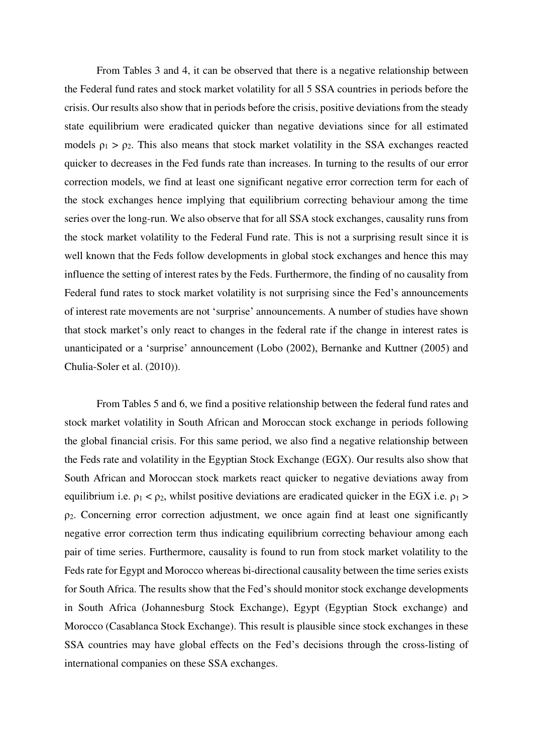From Tables 3 and 4, it can be observed that there is a negative relationship between the Federal fund rates and stock market volatility for all 5 SSA countries in periods before the crisis. Our results also show that in periods before the crisis, positive deviations from the steady state equilibrium were eradicated quicker than negative deviations since for all estimated models $\rho_1 > \rho_2$. This also means that stock market volatility in the SSA exchanges reacted quicker to decreases in the Fed funds rate than increases. In turning to the results of our error correction models, we find at least one significant negative error correction term for each of the stock exchanges hence implying that equilibrium correcting behaviour among the time series over the long-run. We also observe that for all SSA stock exchanges, causality runs from the stock market volatility to the Federal Fund rate. This is not a surprising result since it is well known that the Feds follow developments in global stock exchanges and hence this may influence the setting of interest rates by the Feds. Furthermore, the finding of no causality from Federal fund rates to stock market volatility is not surprising since the Fed's announcements of interest rate movements are not 'surprise' announcements. A number of studies have shown that stock market's only react to changes in the federal rate if the change in interest rates is unanticipated or a 'surprise' announcement (Lobo (2002), Bernanke and Kuttner (2005) and Chulia-Soler et al. (2010)).

From Tables 5 and 6, we find a positive relationship between the federal fund rates and stock market volatility in South African and Moroccan stock exchange in periods following the global financial crisis. For this same period, we also find a negative relationship between the Feds rate and volatility in the Egyptian Stock Exchange (EGX). Our results also show that South African and Moroccan stock markets react quicker to negative deviations away from equilibrium i.e. $\rho_1 < \rho_2$, whilst positive deviations are eradicated quicker in the EGX i.e. $\rho_1 > \rho_2$. Concerning error correction adjustment, we once again find at least one significantly negative error correction term thus indicating equilibrium correcting behaviour among each pair of time series. Furthermore, causality is found to run from stock market volatility to the Feds rate for Egypt and Morocco whereas bi-directional causality between the time series exists for South Africa. The results show that the Fed's should monitor stock exchange developments in South Africa (Johannesburg Stock Exchange), Egypt (Egyptian Stock exchange) and Morocco (Casablanca Stock Exchange). This result is plausible since stock exchanges in these SSA countries may have global effects on the Fed's decisions through the cross-listing of international companies on these SSA exchanges.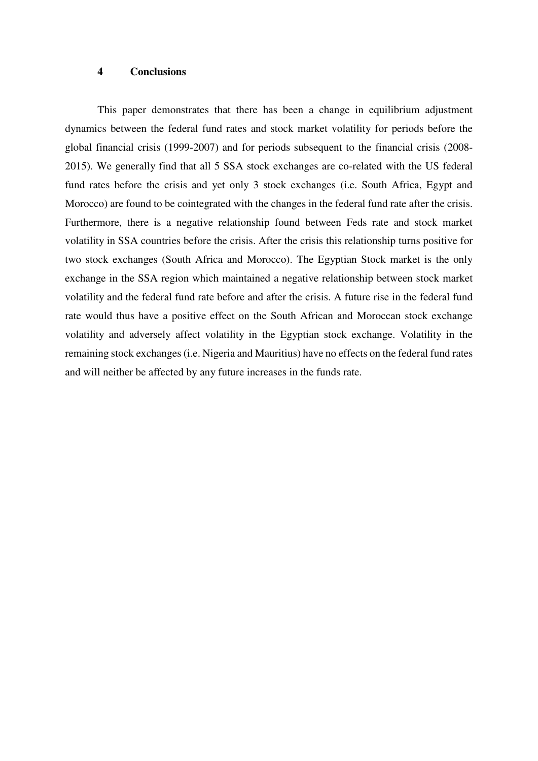# 4 Conclusions

This paper demonstrates that there has been a change in equilibrium adjustment dynamics between the federal fund rates and stock market volatility for periods before the global financial crisis (1999-2007) and for periods subsequent to the financial crisis (2008-2015). We generally find that all 5 SSA stock exchanges are co-related with the US federal fund rates before the crisis and yet only 3 stock exchanges (i.e. South Africa, Egypt and Morocco) are found to be cointegrated with the changes in the federal fund rate after the crisis. Furthermore, there is a negative relationship found between Feds rate and stock market volatility in SSA countries before the crisis. After the crisis this relationship turns positive for two stock exchanges (South Africa and Morocco). The Egyptian Stock market is the only exchange in the SSA region which maintained a negative relationship between stock market volatility and the federal fund rate before and after the crisis. A future rise in the federal fund rate would thus have a positive effect on the South African and Moroccan stock exchange volatility and adversely affect volatility in the Egyptian stock exchange. Volatility in the remaining stock exchanges (i.e. Nigeria and Mauritius) have no effects on the federal fund rates and will neither be affected by any future increases in the funds rate.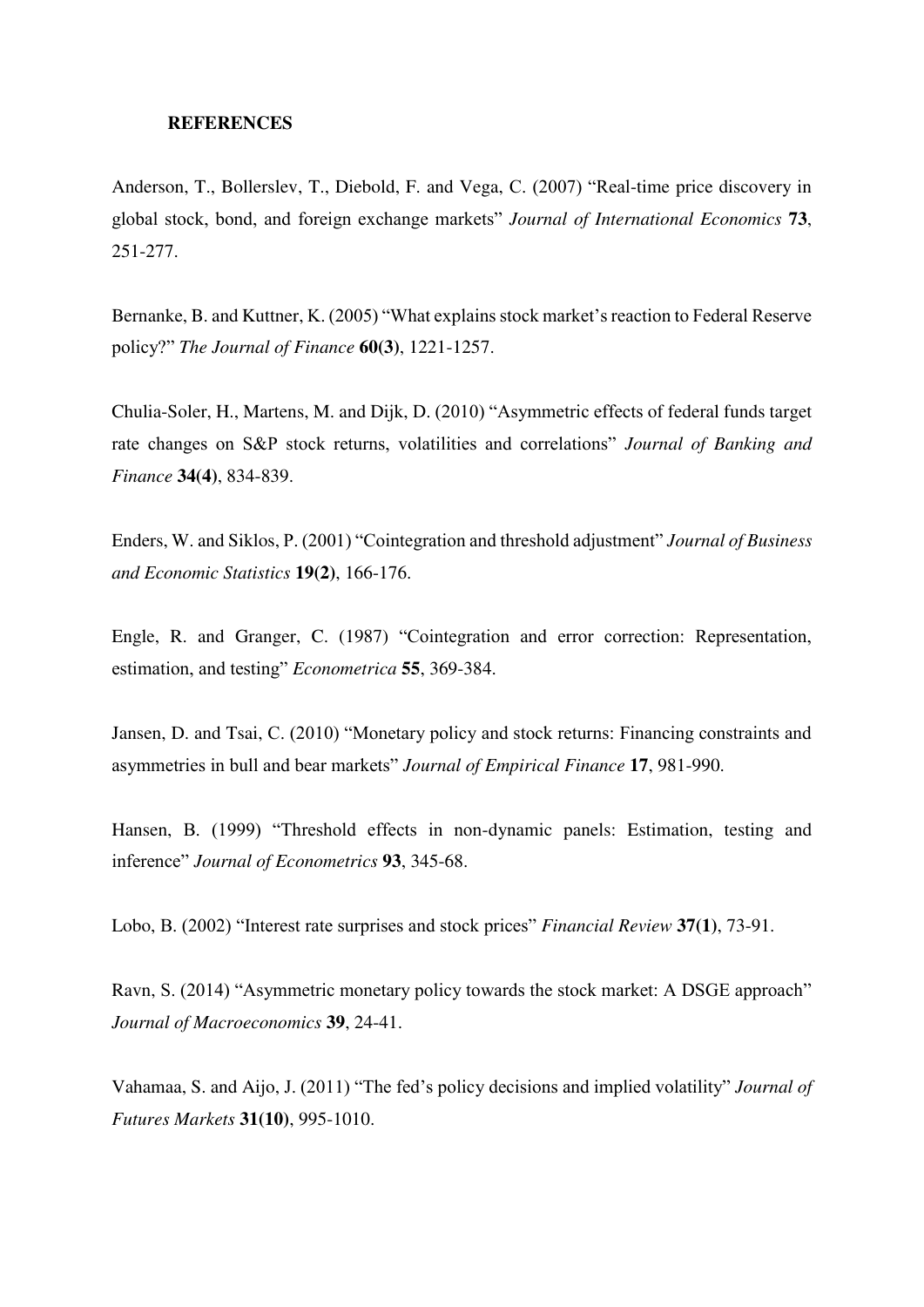**REFERENCES**

Anderson, T., Bollerslev, T., Diebold, F. and Vega, C. (2007) "Real-time price discovery in global stock, bond, and foreign exchange markets" *Journal of International Economics* **73**, 251-277.

Bernanke, B. and Kuttner, K. (2005) "What explains stock market's reaction to Federal Reserve policy?" *The Journal of Finance* **60(3)**, 1221-1257.

Chulia-Soler, H., Martens, M. and Dijk, D. (2010) "Asymmetric effects of federal funds target rate changes on S&P stock returns, volatilities and correlations" *Journal of Banking and Finance* **34(4)**, 834-839.

Enders, W. and Siklos, P. (2001) "Cointegration and threshold adjustment" *Journal of Business and Economic Statistics* **19(2)**, 166-176.

Engle, R. and Granger, C. (1987) "Cointegration and error correction: Representation, estimation, and testing" *Econometrica* **55**, 369-384.

Jansen, D. and Tsai, C. (2010) "Monetary policy and stock returns: Financing constraints and asymmetries in bull and bear markets" *Journal of Empirical Finance* **17**, 981-990.

Hansen, B. (1999) "Threshold effects in non-dynamic panels: Estimation, testing and inference" *Journal of Econometrics* **93**, 345-68.

Lobo, B. (2002) "Interest rate surprises and stock prices" *Financial Review* **37(1)**, 73-91.

Ravn, S. (2014) "Asymmetric monetary policy towards the stock market: A DSGE approach" *Journal of Macroeconomics* **39**, 24-41.

Vahamaa, S. and Aijo, J. (2011) "The fed's policy decisions and implied volatility" *Journal of Futures Markets* **31(10)**, 995-1010.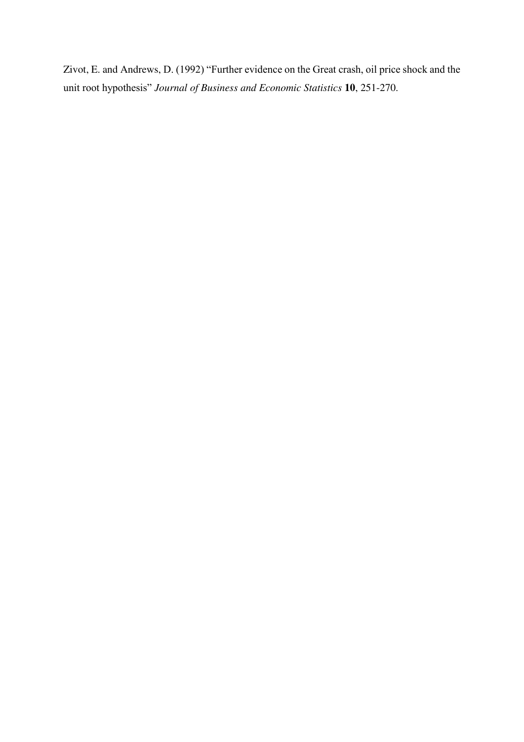Zivot, E. and Andrews, D. (1992) “Further evidence on the Great crash, oil price shock and the unit root hypothesis” *Journal of Business and Economic Statistics* **10**, 251-270.